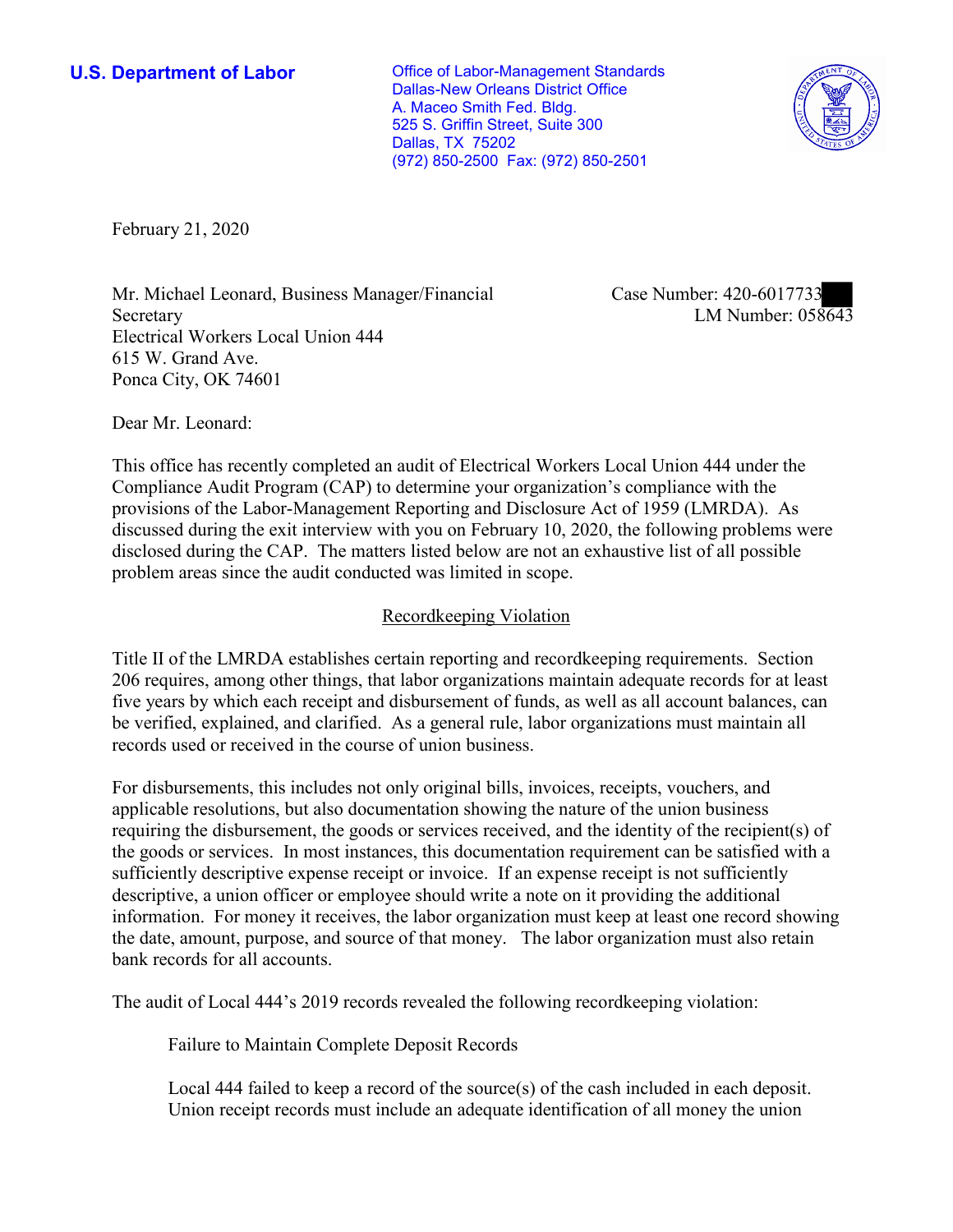**U.S. Department of Labor**

Office of Labor-Management Standards
Dallas-New Orleans District Office
A. Maceo Smith Fed. Bldg.
525 S. Griffin Street, Suite 300
Dallas, TX 75202
(972) 850-2500 Fax: (972) 850-2501

February 21, 2020

Mr. Michael Leonard, Business Manager/Financial Secretary
Electrical Workers Local Union 444
615 W. Grand Ave.
Ponca City, OK 74601

Case Number: 420-6017733
LM Number: 058643

Dear Mr. Leonard:

This office has recently completed an audit of Electrical Workers Local Union 444 under the Compliance Audit Program (CAP) to determine your organization's compliance with the provisions of the Labor-Management Reporting and Disclosure Act of 1959 (LMRDA). As discussed during the exit interview with you on February 10, 2020, the following problems were disclosed during the CAP. The matters listed below are not an exhaustive list of all possible problem areas since the audit conducted was limited in scope.

## Recordkeeping Violation

Title II of the LMRDA establishes certain reporting and recordkeeping requirements. Section 206 requires, among other things, that labor organizations maintain adequate records for at least five years by which each receipt and disbursement of funds, as well as all account balances, can be verified, explained, and clarified. As a general rule, labor organizations must maintain all records used or received in the course of union business.

For disbursements, this includes not only original bills, invoices, receipts, vouchers, and applicable resolutions, but also documentation showing the nature of the union business requiring the disbursement, the goods or services received, and the identity of the recipient(s) of the goods or services. In most instances, this documentation requirement can be satisfied with a sufficiently descriptive expense receipt or invoice. If an expense receipt is not sufficiently descriptive, a union officer or employee should write a note on it providing the additional information. For money it receives, the labor organization must keep at least one record showing the date, amount, purpose, and source of that money. The labor organization must also retain bank records for all accounts.

The audit of Local 444's 2019 records revealed the following recordkeeping violation:

Failure to Maintain Complete Deposit Records

Local 444 failed to keep a record of the source(s) of the cash included in each deposit. Union receipt records must include an adequate identification of all money the union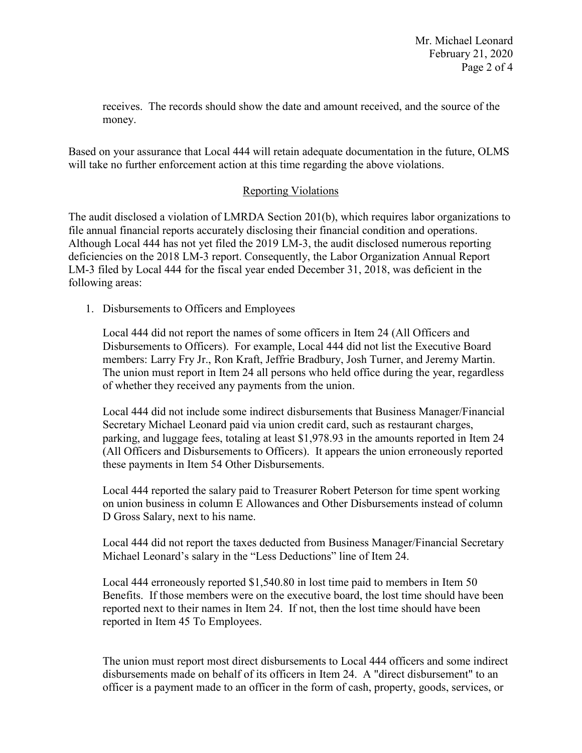receives. The records should show the date and amount received, and the source of the money.

Based on your assurance that Local 444 will retain adequate documentation in the future, OLMS will take no further enforcement action at this time regarding the above violations.

## Reporting Violations

The audit disclosed a violation of LMRDA Section 201(b), which requires labor organizations to file annual financial reports accurately disclosing their financial condition and operations. Although Local 444 has not yet filed the 2019 LM-3, the audit disclosed numerous reporting deficiencies on the 2018 LM-3 report. Consequently, the Labor Organization Annual Report LM-3 filed by Local 444 for the fiscal year ended December 31, 2018, was deficient in the following areas:

1. Disbursements to Officers and Employees

   Local 444 did not report the names of some officers in Item 24 (All Officers and Disbursements to Officers). For example, Local 444 did not list the Executive Board members: Larry Fry Jr., Ron Kraft, Jeffrie Bradbury, Josh Turner, and Jeremy Martin. The union must report in Item 24 all persons who held office during the year, regardless of whether they received any payments from the union.

   Local 444 did not include some indirect disbursements that Business Manager/Financial Secretary Michael Leonard paid via union credit card, such as restaurant charges, parking, and luggage fees, totaling at least $1,978.93 in the amounts reported in Item 24 (All Officers and Disbursements to Officers). It appears the union erroneously reported these payments in Item 54 Other Disbursements.

   Local 444 reported the salary paid to Treasurer Robert Peterson for time spent working on union business in column E Allowances and Other Disbursements instead of column D Gross Salary, next to his name.

   Local 444 did not report the taxes deducted from Business Manager/Financial Secretary Michael Leonard's salary in the "Less Deductions" line of Item 24.

   Local 444 erroneously reported $1,540.80 in lost time paid to members in Item 50 Benefits. If those members were on the executive board, the lost time should have been reported next to their names in Item 24. If not, then the lost time should have been reported in Item 45 To Employees.

   The union must report most direct disbursements to Local 444 officers and some indirect disbursements made on behalf of its officers in Item 24. A "direct disbursement" to an officer is a payment made to an officer in the form of cash, property, goods, services, or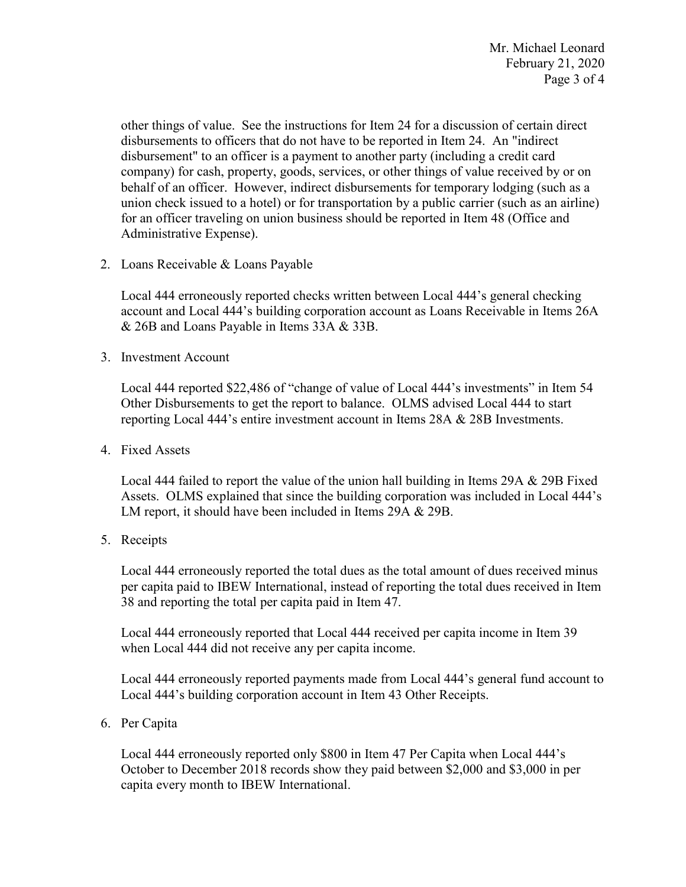other things of value. See the instructions for Item 24 for a discussion of certain direct disbursements to officers that do not have to be reported in Item 24. An "indirect disbursement" to an officer is a payment to another party (including a credit card company) for cash, property, goods, services, or other things of value received by or on behalf of an officer. However, indirect disbursements for temporary lodging (such as a union check issued to a hotel) or for transportation by a public carrier (such as an airline) for an officer traveling on union business should be reported in Item 48 (Office and Administrative Expense).

2. Loans Receivable & Loans Payable

   Local 444 erroneously reported checks written between Local 444's general checking account and Local 444's building corporation account as Loans Receivable in Items 26A & 26B and Loans Payable in Items 33A & 33B.

3. Investment Account

   Local 444 reported $22,486 of "change of value of Local 444's investments" in Item 54 Other Disbursements to get the report to balance. OLMS advised Local 444 to start reporting Local 444's entire investment account in Items 28A & 28B Investments.

4. Fixed Assets

   Local 444 failed to report the value of the union hall building in Items 29A & 29B Fixed Assets. OLMS explained that since the building corporation was included in Local 444's LM report, it should have been included in Items 29A & 29B.

5. Receipts

   Local 444 erroneously reported the total dues as the total amount of dues received minus per capita paid to IBEW International, instead of reporting the total dues received in Item 38 and reporting the total per capita paid in Item 47.

   Local 444 erroneously reported that Local 444 received per capita income in Item 39 when Local 444 did not receive any per capita income.

   Local 444 erroneously reported payments made from Local 444's general fund account to Local 444's building corporation account in Item 43 Other Receipts.

6. Per Capita

   Local 444 erroneously reported only $800 in Item 47 Per Capita when Local 444's October to December 2018 records show they paid between $2,000 and $3,000 in per capita every month to IBEW International.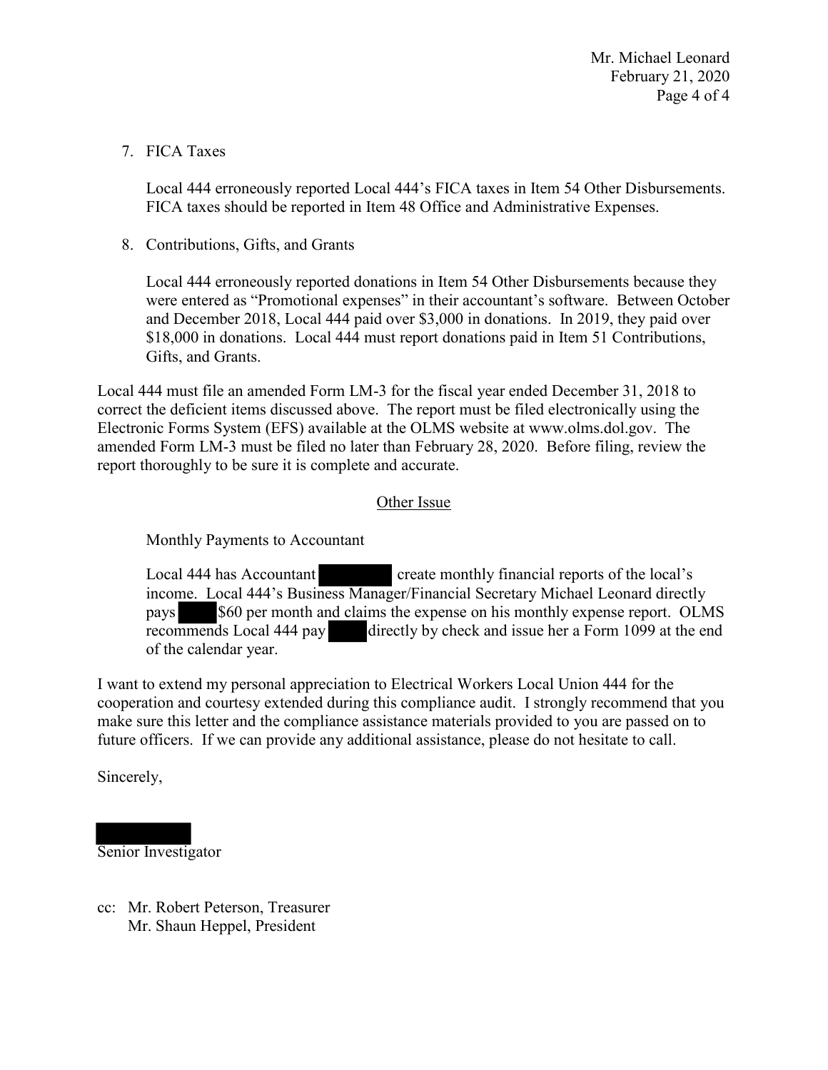7. FICA Taxes

   Local 444 erroneously reported Local 444's FICA taxes in Item 54 Other Disbursements. FICA taxes should be reported in Item 48 Office and Administrative Expenses.

8. Contributions, Gifts, and Grants

   Local 444 erroneously reported donations in Item 54 Other Disbursements because they were entered as "Promotional expenses" in their accountant's software. Between October and December 2018, Local 444 paid over $3,000 in donations. In 2019, they paid over $18,000 in donations. Local 444 must report donations paid in Item 51 Contributions, Gifts, and Grants.

Local 444 must file an amended Form LM-3 for the fiscal year ended December 31, 2018 to correct the deficient items discussed above. The report must be filed electronically using the Electronic Forms System (EFS) available at the OLMS website at www.olms.dol.gov. The amended Form LM-3 must be filed no later than February 28, 2020. Before filing, review the report thoroughly to be sure it is complete and accurate.

## Other Issue

Monthly Payments to Accountant

Local 444 has Accountant [redacted] create monthly financial reports of the local's income. Local 444's Business Manager/Financial Secretary Michael Leonard directly pays [redacted] $60 per month and claims the expense on his monthly expense report. OLMS recommends Local 444 pay [redacted] directly by check and issue her a Form 1099 at the end of the calendar year.

I want to extend my personal appreciation to Electrical Workers Local Union 444 for the cooperation and courtesy extended during this compliance audit. I strongly recommend that you make sure this letter and the compliance assistance materials provided to you are passed on to future officers. If we can provide any additional assistance, please do not hesitate to call.

Sincerely,

[redacted]
Senior Investigator

cc: Mr. Robert Peterson, Treasurer
Mr. Shaun Heppel, President